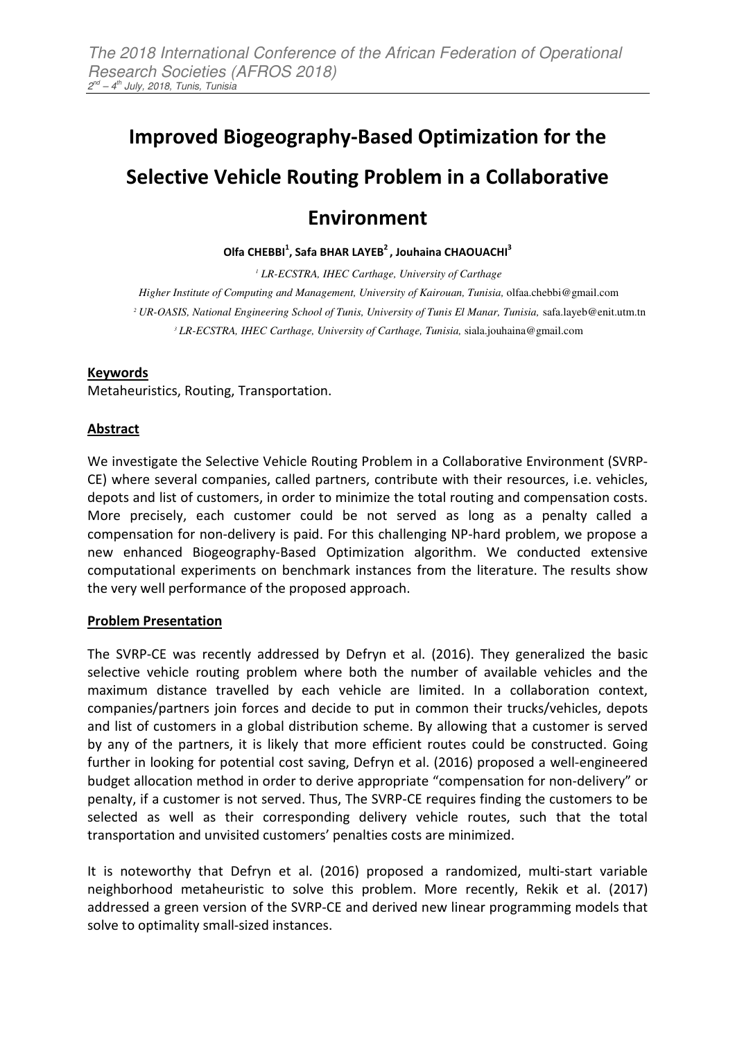# Improved Biogeography-Based Optimization for the Selective Vehicle Routing Problem in a Collaborative Environment

**Olfa CHEBBI[1], Safa BHAR LAYEB[2], Jouhaina CHAOUACHI[3]**

[1] *LR-ECSTRA, IHEC Carthage, University of Carthage*

*Higher Institute of Computing and Management, University of Kairouan, Tunisia,* olfaa.chebbi@gmail.com

[2] *UR-OASIS, National Engineering School of Tunis, University of Tunis El Manar, Tunisia,* safa.layeb@enit.utm.tn

[3] *LR-ECSTRA, IHEC Carthage, University of Carthage, Tunisia,* siala.jouhaina@gmail.com

**Keywords**

Metaheuristics, Routing, Transportation.

**Abstract**

We investigate the Selective Vehicle Routing Problem in a Collaborative Environment (SVRP-CE) where several companies, called partners, contribute with their resources, i.e. vehicles, depots and list of customers, in order to minimize the total routing and compensation costs. More precisely, each customer could be not served as long as a penalty called a compensation for non-delivery is paid. For this challenging NP-hard problem, we propose a new enhanced Biogeography-Based Optimization algorithm. We conducted extensive computational experiments on benchmark instances from the literature. The results show the very well performance of the proposed approach.

**Problem Presentation**

The SVRP-CE was recently addressed by Defryn et al. (2016). They generalized the basic selective vehicle routing problem where both the number of available vehicles and the maximum distance travelled by each vehicle are limited. In a collaboration context, companies/partners join forces and decide to put in common their trucks/vehicles, depots and list of customers in a global distribution scheme. By allowing that a customer is served by any of the partners, it is likely that more efficient routes could be constructed. Going further in looking for potential cost saving, Defryn et al. (2016) proposed a well-engineered budget allocation method in order to derive appropriate "compensation for non-delivery" or penalty, if a customer is not served. Thus, The SVRP-CE requires finding the customers to be selected as well as their corresponding delivery vehicle routes, such that the total transportation and unvisited customers' penalties costs are minimized.

It is noteworthy that Defryn et al. (2016) proposed a randomized, multi-start variable neighborhood metaheuristic to solve this problem. More recently, Rekik et al. (2017) addressed a green version of the SVRP-CE and derived new linear programming models that solve to optimality small-sized instances.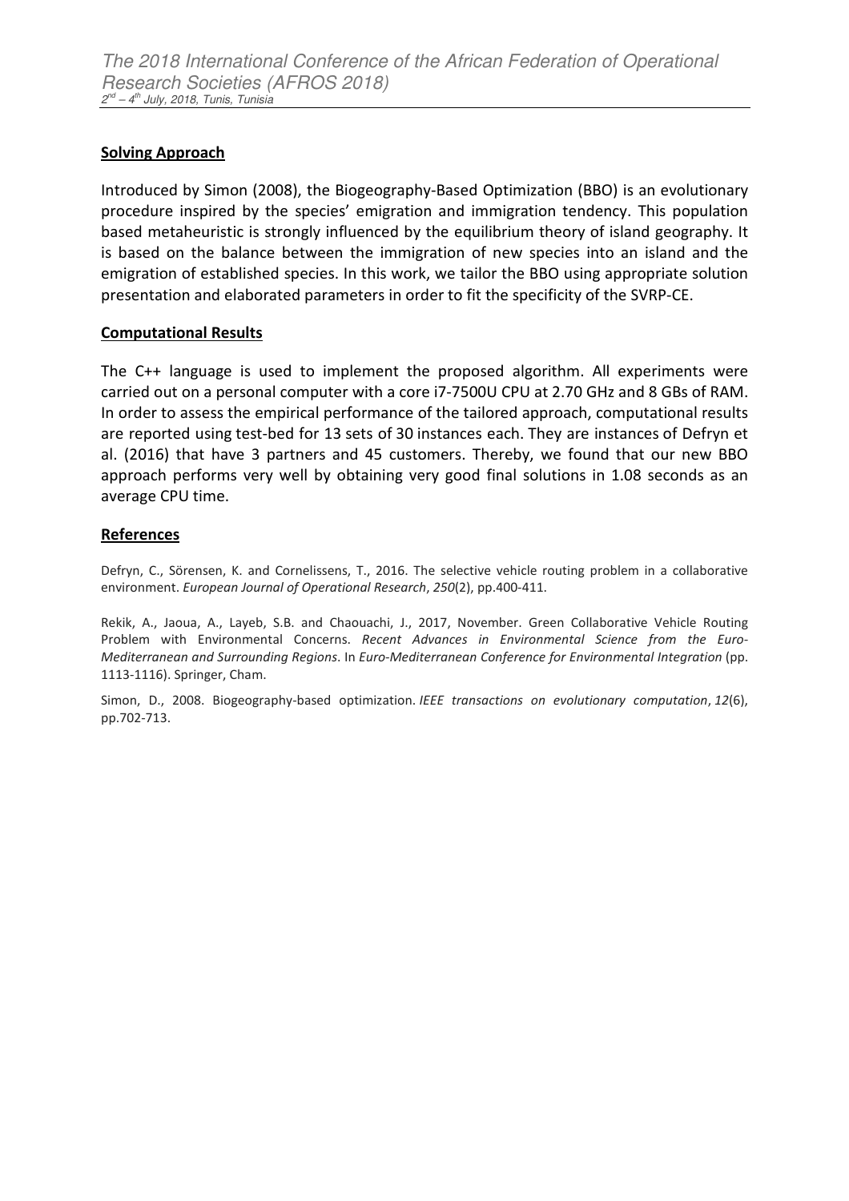## Solving Approach

Introduced by Simon (2008), the Biogeography-Based Optimization (BBO) is an evolutionary procedure inspired by the species' emigration and immigration tendency. This population based metaheuristic is strongly influenced by the equilibrium theory of island geography. It is based on the balance between the immigration of new species into an island and the emigration of established species. In this work, we tailor the BBO using appropriate solution presentation and elaborated parameters in order to fit the specificity of the SVRP-CE.

## Computational Results

The C++ language is used to implement the proposed algorithm. All experiments were carried out on a personal computer with a core i7-7500U CPU at 2.70 GHz and 8 GBs of RAM. In order to assess the empirical performance of the tailored approach, computational results are reported using test-bed for 13 sets of 30 instances each. They are instances of Defryn et al. (2016) that have 3 partners and 45 customers. Thereby, we found that our new BBO approach performs very well by obtaining very good final solutions in 1.08 seconds as an average CPU time.

## References

Defryn, C., Sörensen, K. and Cornelissens, T., 2016. The selective vehicle routing problem in a collaborative environment. *European Journal of Operational Research*, *250*(2), pp.400-411.

Rekik, A., Jaoua, A., Layeb, S.B. and Chaouachi, J., 2017, November. Green Collaborative Vehicle Routing Problem with Environmental Concerns. *Recent Advances in Environmental Science from the Euro-Mediterranean and Surrounding Regions*. In *Euro-Mediterranean Conference for Environmental Integration* (pp. 1113-1116). Springer, Cham.

Simon, D., 2008. Biogeography-based optimization. *IEEE transactions on evolutionary computation*, *12*(6), pp.702-713.